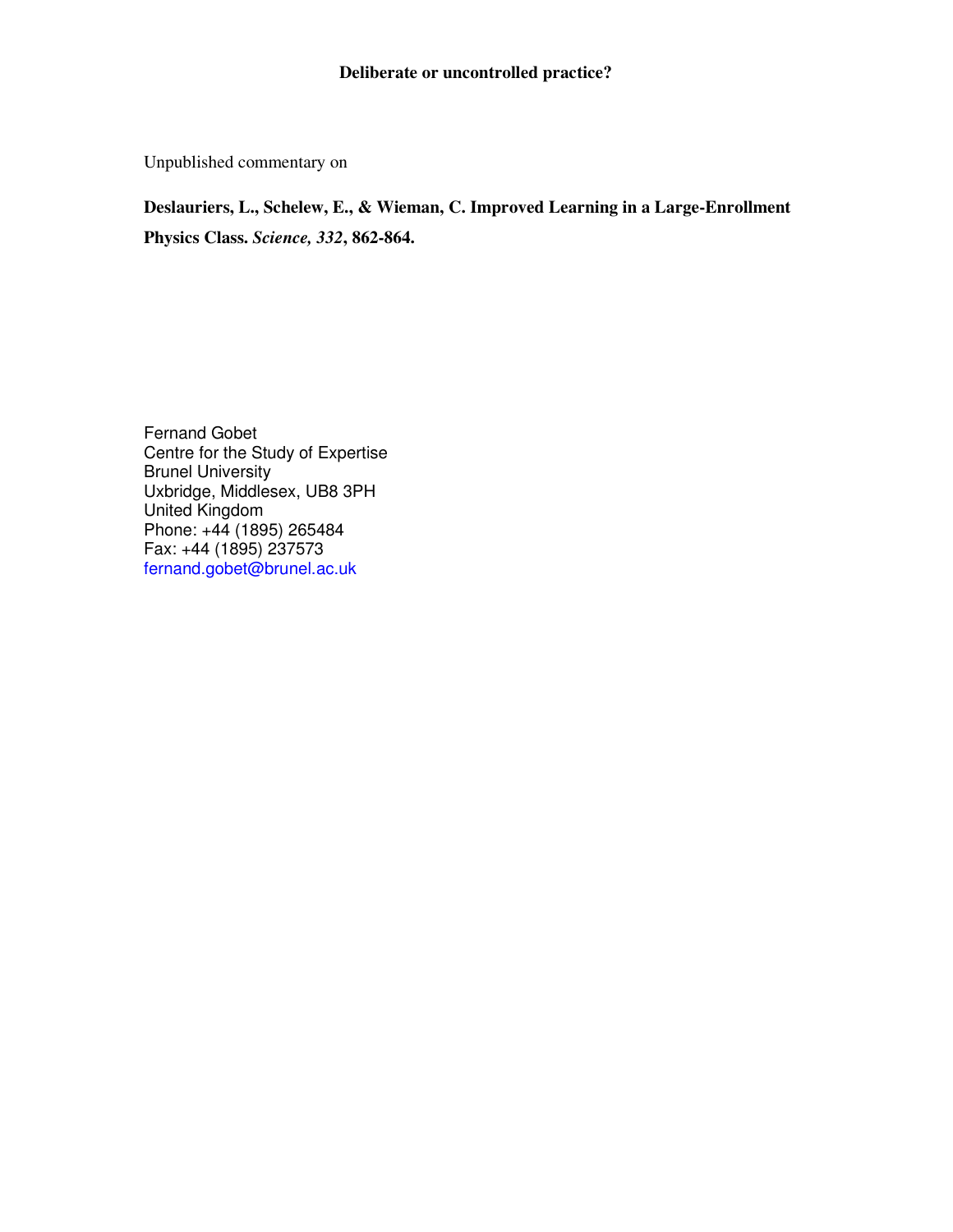# Deliberate or uncontrolled practice?

Unpublished commentary on

**Deslauriers, L., Schelew, E., & Wieman, C. Improved Learning in a Large-Enrollment Physics Class. *Science, 332*, 862-864.**

Fernand Gobet
Centre for the Study of Expertise
Brunel University
Uxbridge, Middlesex, UB8 3PH
United Kingdom
Phone: +44 (1895) 265484
Fax: +44 (1895) 237573
fernand.gobet@brunel.ac.uk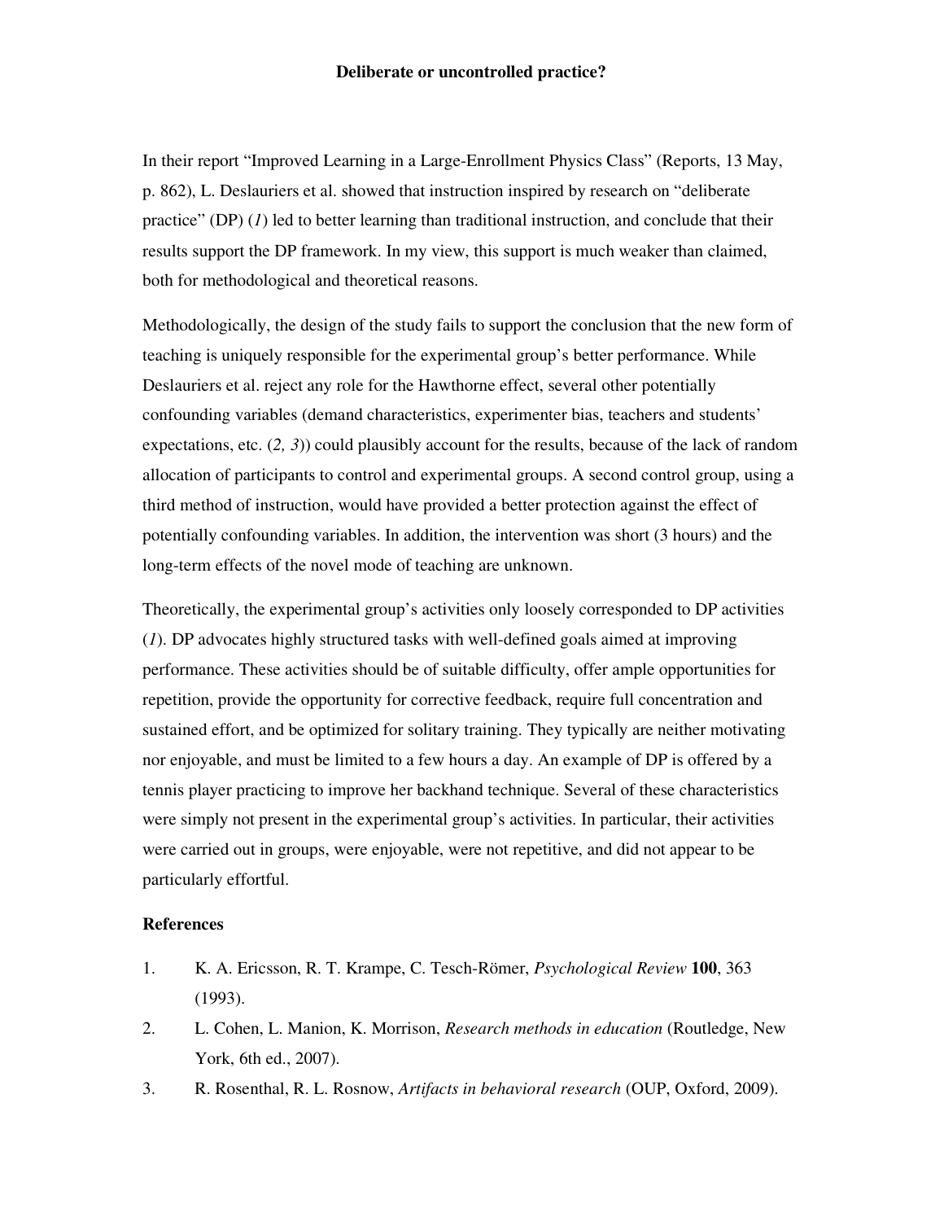**Deliberate or uncontrolled practice?**

In their report "Improved Learning in a Large-Enrollment Physics Class" (Reports, 13 May, p. 862), L. Deslauriers et al. showed that instruction inspired by research on "deliberate practice" (DP) (*1*) led to better learning than traditional instruction, and conclude that their results support the DP framework. In my view, this support is much weaker than claimed, both for methodological and theoretical reasons.

Methodologically, the design of the study fails to support the conclusion that the new form of teaching is uniquely responsible for the experimental group's better performance. While Deslauriers et al. reject any role for the Hawthorne effect, several other potentially confounding variables (demand characteristics, experimenter bias, teachers and students' expectations, etc. (*2, 3*)) could plausibly account for the results, because of the lack of random allocation of participants to control and experimental groups. A second control group, using a third method of instruction, would have provided a better protection against the effect of potentially confounding variables. In addition, the intervention was short (3 hours) and the long-term effects of the novel mode of teaching are unknown.

Theoretically, the experimental group's activities only loosely corresponded to DP activities (*1*). DP advocates highly structured tasks with well-defined goals aimed at improving performance. These activities should be of suitable difficulty, offer ample opportunities for repetition, provide the opportunity for corrective feedback, require full concentration and sustained effort, and be optimized for solitary training. They typically are neither motivating nor enjoyable, and must be limited to a few hours a day. An example of DP is offered by a tennis player practicing to improve her backhand technique. Several of these characteristics were simply not present in the experimental group's activities. In particular, their activities were carried out in groups, were enjoyable, were not repetitive, and did not appear to be particularly effortful.

**References**

1. K. A. Ericsson, R. T. Krampe, C. Tesch-Römer, *Psychological Review* **100**, 363 (1993).
2. L. Cohen, L. Manion, K. Morrison, *Research methods in education* (Routledge, New York, 6th ed., 2007).
3. R. Rosenthal, R. L. Rosnow, *Artifacts in behavioral research* (OUP, Oxford, 2009).